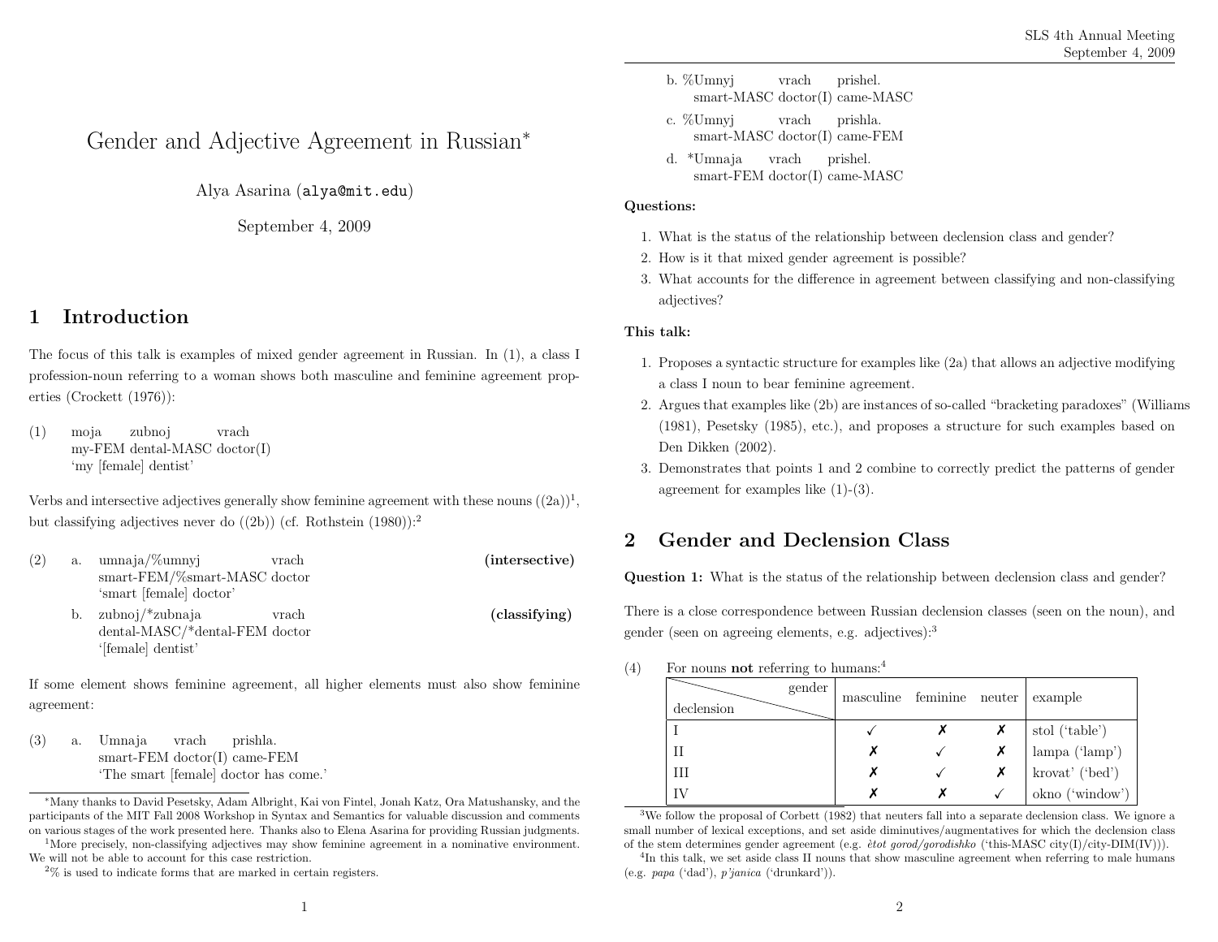# Gender and Adjective Agreement in Russian*

Alya Asarina (alya@mit.edu)

September 4, 2009

## 1 Introduction

The focus of this talk is examples of mixed gender agreement in Russian. In (1), a class I profession-noun referring to a woman shows both masculine and feminine agreement properties (Crockett (1976)):

(1) moja zubnoj vrach
my-FEM dental-MASC doctor(I)
'my [female] dentist'

Verbs and intersective adjectives generally show feminine agreement with these nouns ((2a))[1], but classifying adjectives never do ((2b)) (cf. Rothstein (1980)):[2]

(2) a. umnaja/%umnyj vrach **(intersective)**
smart-FEM/%smart-MASC doctor
'smart [female] doctor'

b. zubnoj/*zubnaja vrach **(classifying)**
dental-MASC/*dental-FEM doctor
'[female] dentist'

If some element shows feminine agreement, all higher elements must also show feminine agreement:

(3) a. Umnaja vrach prishla.
smart-FEM doctor(I) came-FEM
'The smart [female] doctor has come.'

b. %Umnyj vrach prishel.
smart-MASC doctor(I) came-MASC

c. %Umnyj vrach prishla.
smart-MASC doctor(I) came-FEM

d. *Umnaja vrach prishel.
smart-FEM doctor(I) came-MASC

*Many thanks to David Pesetsky, Adam Albright, Kai von Fintel, Jonah Katz, Ora Matushansky, and the participants of the MIT Fall 2008 Workshop in Syntax and Semantics for valuable discussion and comments on various stages of the work presented here. Thanks also to Elena Asarina for providing Russian judgments.

[1] More precisely, non-classifying adjectives may show feminine agreement in a nominative environment. We will not be able to account for this case restriction.

[2] % is used to indicate forms that are marked in certain registers.

**Questions:**

1. What is the status of the relationship between declension class and gender?
2. How is it that mixed gender agreement is possible?
3. What accounts for the difference in agreement between classifying and non-classifying adjectives?

**This talk:**

1. Proposes a syntactic structure for examples like (2a) that allows an adjective modifying a class I noun to bear feminine agreement.
2. Argues that examples like (2b) are instances of so-called "bracketing paradoxes" (Williams (1981), Pesetsky (1985), etc.), and proposes a structure for such examples based on Den Dikken (2002).
3. Demonstrates that points 1 and 2 combine to correctly predict the patterns of gender agreement for examples like (1)-(3).

## 2 Gender and Declension Class

**Question 1:** What is the status of the relationship between declension class and gender?

There is a close correspondence between Russian declension classes (seen on the noun), and gender (seen on agreeing elements, e.g. adjectives):[3]

(4) For nouns **not** referring to humans:[4]

| declension \ gender | masculine | feminine | neuter | example |
|---|---|---|---|---|
| I | ✓ | ✗ | ✗ | stol ('table') |
| II | ✗ | ✓ | ✗ | lampa ('lamp') |
| III | ✗ | ✓ | ✗ | krovat' ('bed') |
| IV | ✗ | ✗ | ✓ | okno ('window') |

[3] We follow the proposal of Corbett (1982) that neuters fall into a separate declension class. We ignore a small number of lexical exceptions, and set aside diminutives/augmentatives for which the declension class of the stem determines gender agreement (e.g. *ètot gorod/gorodishko* ('this-MASC city(I)/city-DIM(IV))).

[4] In this talk, we set aside class II nouns that show masculine agreement when referring to male humans (e.g. *papa* ('dad'), *p'janica* ('drunkard')).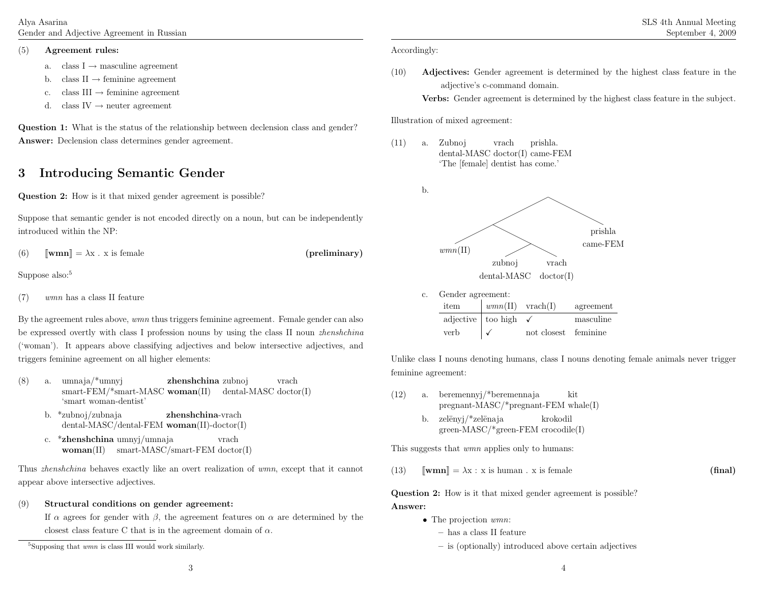(5) **Agreement rules:**

a. class I → masculine agreement
b. class II → feminine agreement
c. class III → feminine agreement
d. class IV → neuter agreement

**Question 1:** What is the status of the relationship between declension class and gender?
**Answer:** Declension class determines gender agreement.

## 3 Introducing Semantic Gender

**Question 2:** How is it that mixed gender agreement is possible?

Suppose that semantic gender is not encoded directly on a noun, but can be independently introduced within the NP:

(6) ⟦**wmn**⟧ = λx . x is female **(preliminary)**

Suppose also:[5]

(7) *wmn* has a class II feature

By the agreement rules above, *wmn* thus triggers feminine agreement. Female gender can also be expressed overtly with class I profession nouns by using the class II noun *zhenshchina* ('woman'). It appears above classifying adjectives and below intersective adjectives, and triggers feminine agreement on all higher elements:

(8) a. umnaja/*umnyj **zhenshchina** zubnoj vrach
smart-FEM/*smart-MASC **woman**(II) dental-MASC doctor(I)
'smart woman-dentist'

b. *zubnoj/zubnaja **zhenshchina**-vrach
dental-MASC/dental-FEM **woman**(II)-doctor(I)

c. ***zhenshchina** umnyj/umnaja vrach
**woman**(II) smart-MASC/smart-FEM doctor(I)

Thus *zhenshchina* behaves exactly like an overt realization of *wmn*, except that it cannot appear above intersective adjectives.

(9) **Structural conditions on gender agreement:**
If $\alpha$ agrees for gender with $\beta$, the agreement features on $\alpha$ are determined by the closest class feature C that is in the agreement domain of $\alpha$.

[5] Supposing that *wmn* is class III would work similarly.

Accordingly:

(10) **Adjectives:** Gender agreement is determined by the highest class feature in the adjective's c-command domain.
**Verbs:** Gender agreement is determined by the highest class feature in the subject.

Illustration of mixed agreement:

(11) a. Zubnoj vrach prishla.
dental-MASC doctor(I) came-FEM
'The [female] dentist has come.'

b. [[*wmn*(II) [zubnoj dental-MASC vrach doctor(I)]] prishla came-FEM]

c. Gender agreement:

| item | *wmn*(II) | vrach(I) | agreement |
|---|---|---|---|
| adjective | too high | ✓ | masculine |
| verb | ✓ | not closest | feminine |

Unlike class I nouns denoting humans, class I nouns denoting female animals never trigger feminine agreement:

(12) a. beremennyj/*beremennaja kit
pregnant-MASC/*pregnant-FEM whale(I)

b. zelënyj/*zelënaja krokodil
green-MASC/*green-FEM crocodile(I)

This suggests that *wmn* applies only to humans:

(13) ⟦**wmn**⟧ = λx : x is human . x is female **(final)**

**Question 2:** How is it that mixed gender agreement is possible?
**Answer:**

- The projection *wmn*:
  - has a class II feature
  - is (optionally) introduced above certain adjectives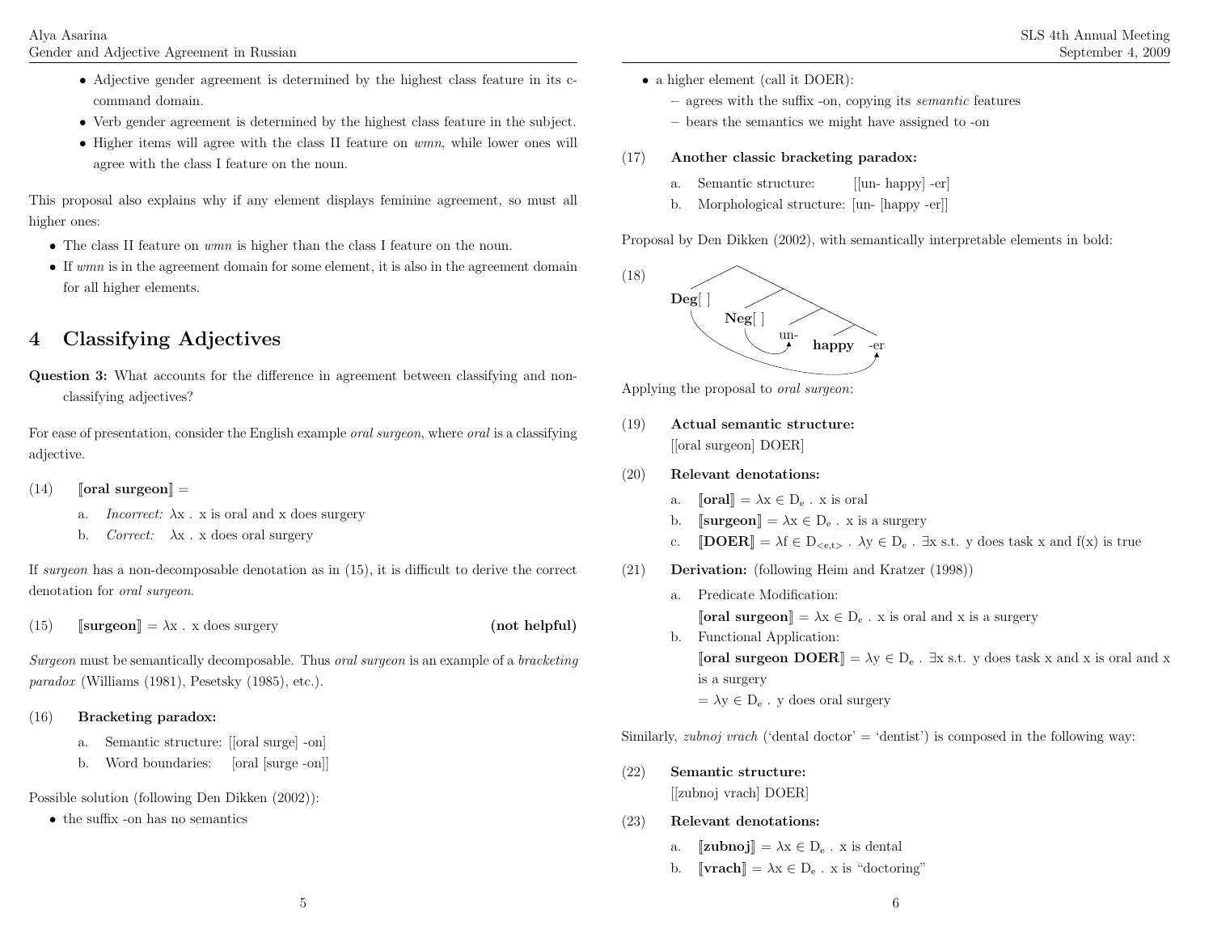- Adjective gender agreement is determined by the highest class feature in its c-command domain.
- Verb gender agreement is determined by the highest class feature in the subject.
- Higher items will agree with the class II feature on *wmn*, while lower ones will agree with the class I feature on the noun.

This proposal also explains why if any element displays feminine agreement, so must all higher ones:

- The class II feature on *wmn* is higher than the class I feature on the noun.
- If *wmn* is in the agreement domain for some element, it is also in the agreement domain for all higher elements.

# 4 Classifying Adjectives

**Question 3:** What accounts for the difference in agreement between classifying and non-classifying adjectives?

For ease of presentation, consider the English example *oral surgeon*, where *oral* is a classifying adjective.

(14) ⟦**oral surgeon**⟧ =

a. *Incorrect:* λx . x is oral and x does surgery

b. *Correct:* λx . x does oral surgery

If *surgeon* has a non-decomposable denotation as in (15), it is difficult to derive the correct denotation for *oral surgeon*.

(15) ⟦**surgeon**⟧ = λx . x does surgery **(not helpful)**

*Surgeon* must be semantically decomposable. Thus *oral surgeon* is an example of a *bracketing paradox* (Williams (1981), Pesetsky (1985), etc.).

(16) **Bracketing paradox:**

a. Semantic structure: [[oral surge] -on]

b. Word boundaries: [oral [surge -on]]

Possible solution (following Den Dikken (2002)):

- the suffix -on has no semantics
- a higher element (call it DOER):
  - agrees with the suffix -on, copying its *semantic* features
  - bears the semantics we might have assigned to -on

(17) **Another classic bracketing paradox:**

a. Semantic structure: [[un- happy] -er]

b. Morphological structure: [un- [happy -er]]

Proposal by Den Dikken (2002), with semantically interpretable elements in bold:

(18) [Tree diagram: **Deg**[ ] [ **Neg**[ ] [ un- [ **happy** -er ] ] ], with an arrow from Neg[ ] to un- and an arrow from Deg[ ] to -er]

Applying the proposal to *oral surgeon*:

(19) **Actual semantic structure:**

[[oral surgeon] DOER]

(20) **Relevant denotations:**

a. ⟦**oral**⟧ = λx ∈ $D_e$ . x is oral

b. ⟦**surgeon**⟧ = λx ∈ $D_e$ . x is a surgery

c. ⟦**DOER**⟧ = λf ∈ $D_{<e,t>}$ . λy ∈ $D_e$ . ∃x s.t. y does task x and f(x) is true

(21) **Derivation:** (following Heim and Kratzer (1998))

a. Predicate Modification:

⟦**oral surgeon**⟧ = λx ∈ $D_e$ . x is oral and x is a surgery

b. Functional Application:

⟦**oral surgeon DOER**⟧ = λy ∈ $D_e$ . ∃x s.t. y does task x and x is oral and x is a surgery

= λy ∈ $D_e$ . y does oral surgery

Similarly, *zubnoj vrach* ('dental doctor' = 'dentist') is composed in the following way:

(22) **Semantic structure:**

[[zubnoj vrach] DOER]

(23) **Relevant denotations:**

a. ⟦**zubnoj**⟧ = λx ∈ $D_e$ . x is dental

b. ⟦**vrach**⟧ = λx ∈ $D_e$ . x is "doctoring"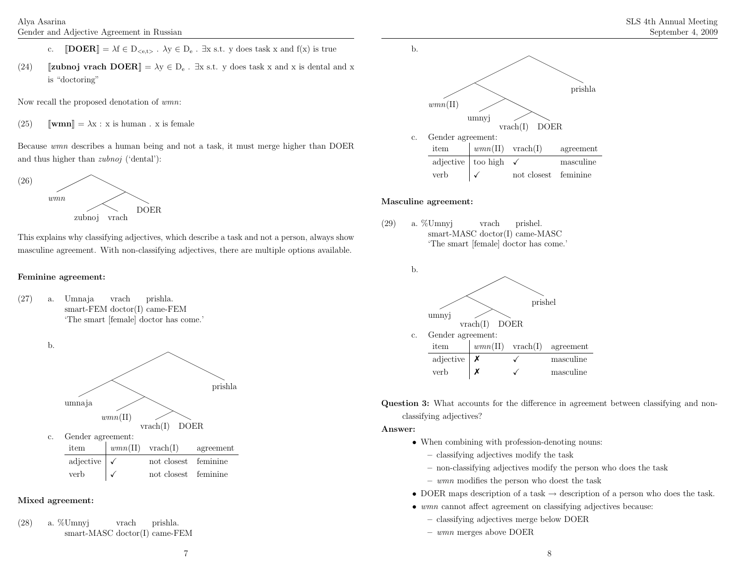c. ⟦**DOER**⟧ = $\lambda f \in D_{<e,t>}$ . $\lambda y \in D_e$ . $\exists x$ s.t. y does task x and f(x) is true

(24) ⟦**zubnoj vrach DOER**⟧ = $\lambda y \in D_e$ . $\exists x$ s.t. y does task x and x is dental and x is "doctoring"

Now recall the proposed denotation of *wmn*:

(25) ⟦**wmn**⟧ = $\lambda x$ : x is human . x is female

Because *wmn* describes a human being and not a task, it must merge higher than DOER and thus higher than *zubnoj* ('dental'):

(26) [ *wmn* [ [ zubnoj vrach ] DOER ] ]

This explains why classifying adjectives, which describe a task and not a person, always show masculine agreement. With non-classifying adjectives, there are multiple options available.

**Feminine agreement:**

(27) a. Umnaja vrach prishla.
smart-FEM doctor(I) came-FEM
'The smart [female] doctor has come.'

b. [ [ umnaja [ *wmn*(II) [ vrach(I) DOER ] ] ] prishla ]

c. Gender agreement:

| item | *wmn*(II) | vrach(I) | agreement |
|---|---|---|---|
| adjective | ✓ | not closest | feminine |
| verb | ✓ | not closest | feminine |

**Mixed agreement:**

(28) a. %Umnyj vrach prishla.
smart-MASC doctor(I) came-FEM

b. [ [ *wmn*(II) [ umnyj [ vrach(I) DOER ] ] ] prishla ]

c. Gender agreement:

| item | *wmn*(II) | vrach(I) | agreement |
|---|---|---|---|
| adjective | too high | ✓ | masculine |
| verb | ✓ | not closest | feminine |

**Masculine agreement:**

(29) a. %Umnyj vrach prishel.
smart-MASC doctor(I) came-MASC
'The smart [female] doctor has come.'

b. [ [ umnyj [ vrach(I) DOER ] ] prishel ]

c. Gender agreement:

| item | *wmn*(II) | vrach(I) | agreement |
|---|---|---|---|
| adjective | ✗ | ✓ | masculine |
| verb | ✗ | ✓ | masculine |

**Question 3:** What accounts for the difference in agreement between classifying and non-classifying adjectives?

**Answer:**

- When combining with profession-denoting nouns:
  - classifying adjectives modify the task
  - non-classifying adjectives modify the person who does the task
  - *wmn* modifies the person who doest the task
- DOER maps description of a task → description of a person who does the task.
- *wmn* cannot affect agreement on classifying adjectives because:
  - classifying adjectives merge below DOER
  - *wmn* merges above DOER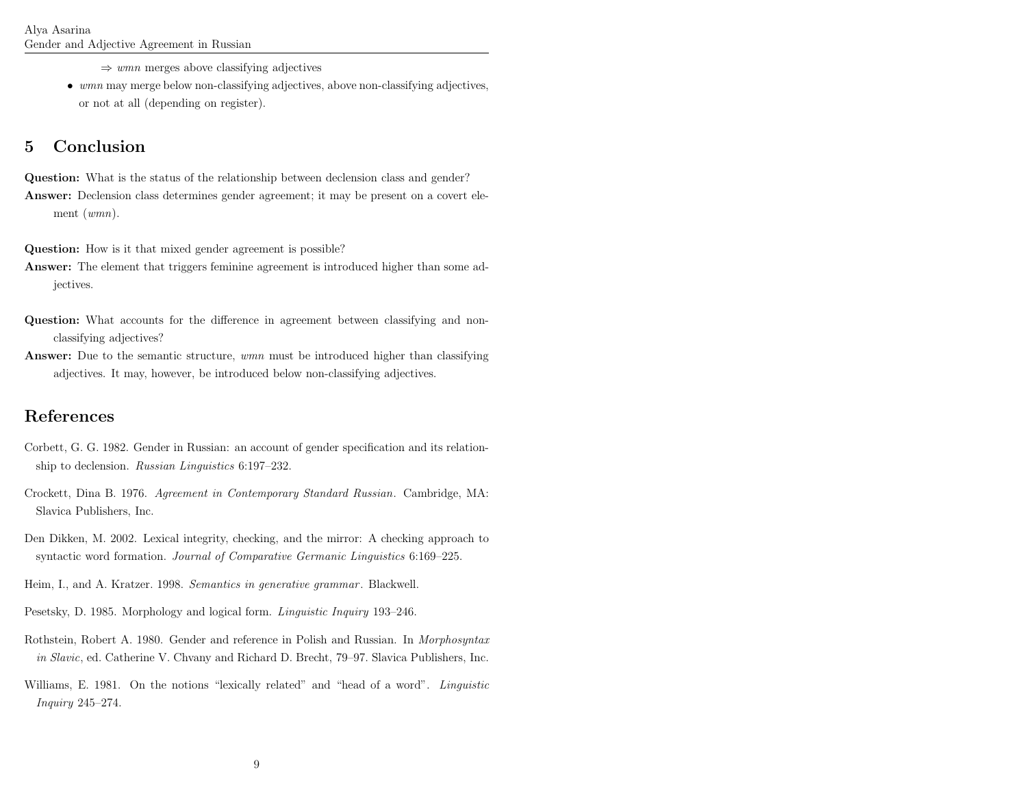⇒ *wmn* merges above classifying adjectives

- *wmn* may merge below non-classifying adjectives, above non-classifying adjectives, or not at all (depending on register).

## 5 Conclusion

**Question:** What is the status of the relationship between declension class and gender?

**Answer:** Declension class determines gender agreement; it may be present on a covert element (*wmn*).

**Question:** How is it that mixed gender agreement is possible?

**Answer:** The element that triggers feminine agreement is introduced higher than some adjectives.

**Question:** What accounts for the difference in agreement between classifying and non-classifying adjectives?

**Answer:** Due to the semantic structure, *wmn* must be introduced higher than classifying adjectives. It may, however, be introduced below non-classifying adjectives.

## References

Corbett, G. G. 1982. Gender in Russian: an account of gender specification and its relationship to declension. *Russian Linguistics* 6:197–232.

Crockett, Dina B. 1976. *Agreement in Contemporary Standard Russian*. Cambridge, MA: Slavica Publishers, Inc.

Den Dikken, M. 2002. Lexical integrity, checking, and the mirror: A checking approach to syntactic word formation. *Journal of Comparative Germanic Linguistics* 6:169–225.

Heim, I., and A. Kratzer. 1998. *Semantics in generative grammar*. Blackwell.

Pesetsky, D. 1985. Morphology and logical form. *Linguistic Inquiry* 193–246.

Rothstein, Robert A. 1980. Gender and reference in Polish and Russian. In *Morphosyntax in Slavic*, ed. Catherine V. Chvany and Richard D. Brecht, 79–97. Slavica Publishers, Inc.

Williams, E. 1981. On the notions "lexically related" and "head of a word". *Linguistic Inquiry* 245–274.